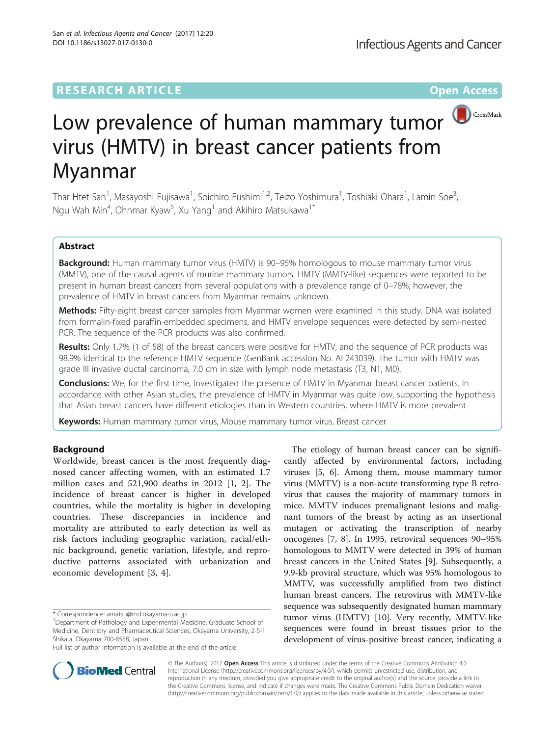RESEARCH ARTICLE

Open Access

# Low prevalence of human mammary tumor virus (HMTV) in breast cancer patients from Myanmar

Thar Htet San[1], Masayoshi Fujisawa[1], Soichiro Fushimi[1,2], Teizo Yoshimura[1], Toshiaki Ohara[1], Lamin Soe[3], Ngu Wah Min[4], Ohnmar Kyaw[5], Xu Yang[1] and Akihiro Matsukawa[1*]

## Abstract

**Background:** Human mammary tumor virus (HMTV) is 90–95% homologous to mouse mammary tumor virus (MMTV), one of the causal agents of murine mammary tumors. HMTV (MMTV-like) sequences were reported to be present in human breast cancers from several populations with a prevalence range of 0–78%; however, the prevalence of HMTV in breast cancers from Myanmar remains unknown.

**Methods:** Fifty-eight breast cancer samples from Myanmar women were examined in this study. DNA was isolated from formalin-fixed paraffin-embedded specimens, and HMTV envelope sequences were detected by semi-nested PCR. The sequence of the PCR products was also confirmed.

**Results:** Only 1.7% (1 of 58) of the breast cancers were positive for HMTV, and the sequence of PCR products was 98.9% identical to the reference HMTV sequence (GenBank accession No. AF243039). The tumor with HMTV was grade III invasive ductal carcinoma, 7.0 cm in size with lymph node metastasis (T3, N1, M0).

**Conclusions:** We, for the first time, investigated the presence of HMTV in Myanmar breast cancer patients. In accordance with other Asian studies, the prevalence of HMTV in Myanmar was quite low, supporting the hypothesis that Asian breast cancers have different etiologies than in Western countries, where HMTV is more prevalent.

**Keywords:** Human mammary tumor virus, Mouse mammary tumor virus, Breast cancer

## Background

Worldwide, breast cancer is the most frequently diagnosed cancer affecting women, with an estimated 1.7 million cases and 521,900 deaths in 2012 [1, 2]. The incidence of breast cancer is higher in developed countries, while the mortality is higher in developing countries. These discrepancies in incidence and mortality are attributed to early detection as well as risk factors including geographic variation, racial/ethnic background, genetic variation, lifestyle, and reproductive patterns associated with urbanization and economic development [3, 4].

The etiology of human breast cancer can be significantly affected by environmental factors, including viruses [5, 6]. Among them, mouse mammary tumor virus (MMTV) is a non-acute transforming type B retrovirus that causes the majority of mammary tumors in mice. MMTV induces premalignant lesions and malignant tumors of the breast by acting as an insertional mutagen or activating the transcription of nearby oncogenes [7, 8]. In 1995, retroviral sequences 90–95% homologous to MMTV were detected in 39% of human breast cancers in the United States [9]. Subsequently, a 9.9-kb proviral structure, which was 95% homologous to MMTV, was successfully amplified from two distinct human breast cancers. The retrovirus with MMTV-like sequence was subsequently designated human mammary tumor virus (HMTV) [10]. Very recently, MMTV-like sequences were found in breast tissues prior to the development of virus-positive breast cancer, indicating a

* Correspondence: amatsu@md.okayama-u.ac.jp
[1]Department of Pathology and Experimental Medicine, Graduate School of Medicine, Dentistry and Pharmaceutical Sciences, Okayama University, 2-5-1 Shikata, Okayama 700-8558, Japan
Full list of author information is available at the end of the article

© The Author(s). 2017 **Open Access** This article is distributed under the terms of the Creative Commons Attribution 4.0 International License (http://creativecommons.org/licenses/by/4.0/), which permits unrestricted use, distribution, and reproduction in any medium, provided you give appropriate credit to the original author(s) and the source, provide a link to the Creative Commons license, and indicate if changes were made. The Creative Commons Public Domain Dedication waiver (http://creativecommons.org/publicdomain/zero/1.0/) applies to the data made available in this article, unless otherwise stated.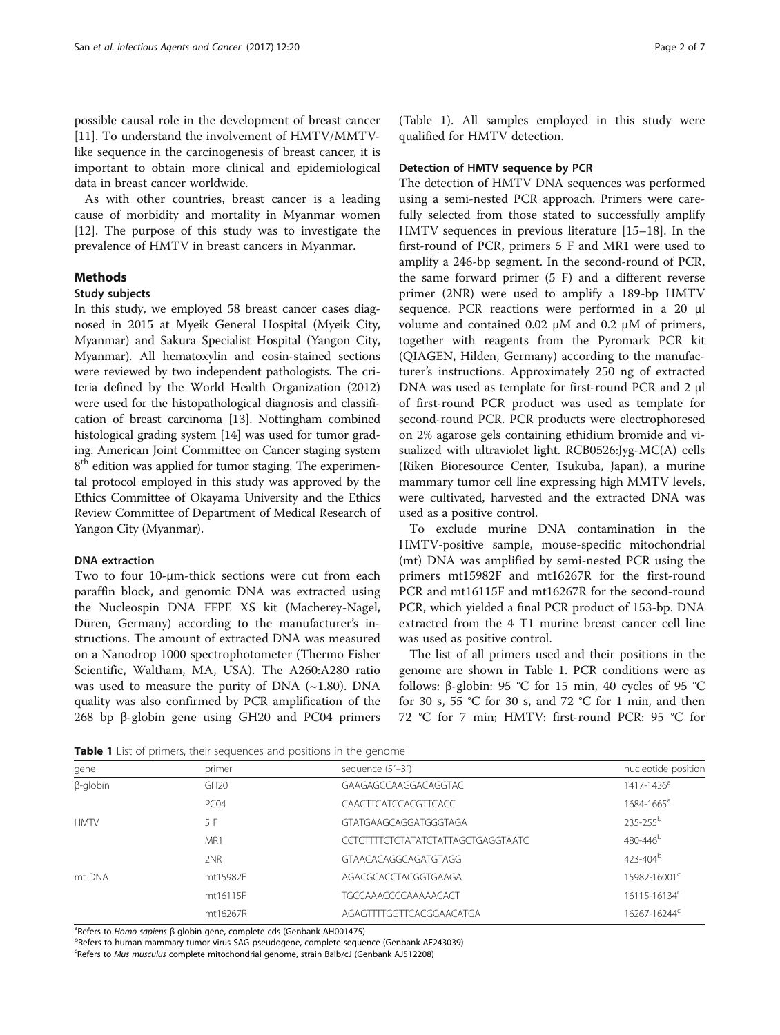possible causal role in the development of breast cancer [11]. To understand the involvement of HMTV/MMTV-like sequence in the carcinogenesis of breast cancer, it is important to obtain more clinical and epidemiological data in breast cancer worldwide.

As with other countries, breast cancer is a leading cause of morbidity and mortality in Myanmar women [12]. The purpose of this study was to investigate the prevalence of HMTV in breast cancers in Myanmar.

## Methods

### Study subjects

In this study, we employed 58 breast cancer cases diagnosed in 2015 at Myeik General Hospital (Myeik City, Myanmar) and Sakura Specialist Hospital (Yangon City, Myanmar). All hematoxylin and eosin-stained sections were reviewed by two independent pathologists. The criteria defined by the World Health Organization (2012) were used for the histopathological diagnosis and classification of breast carcinoma [13]. Nottingham combined histological grading system [14] was used for tumor grading. American Joint Committee on Cancer staging system 8[th] edition was applied for tumor staging. The experimental protocol employed in this study was approved by the Ethics Committee of Okayama University and the Ethics Review Committee of Department of Medical Research of Yangon City (Myanmar).

### DNA extraction

Two to four 10-μm-thick sections were cut from each paraffin block, and genomic DNA was extracted using the Nucleospin DNA FFPE XS kit (Macherey-Nagel, Düren, Germany) according to the manufacturer's instructions. The amount of extracted DNA was measured on a Nanodrop 1000 spectrophotometer (Thermo Fisher Scientific, Waltham, MA, USA). The A260:A280 ratio was used to measure the purity of DNA (~1.80). DNA quality was also confirmed by PCR amplification of the 268 bp β-globin gene using GH20 and PC04 primers (Table 1). All samples employed in this study were qualified for HMTV detection.

### Detection of HMTV sequence by PCR

The detection of HMTV DNA sequences was performed using a semi-nested PCR approach. Primers were carefully selected from those stated to successfully amplify HMTV sequences in previous literature [15–18]. In the first-round of PCR, primers 5 F and MR1 were used to amplify a 246-bp segment. In the second-round of PCR, the same forward primer (5 F) and a different reverse primer (2NR) were used to amplify a 189-bp HMTV sequence. PCR reactions were performed in a 20 μl volume and contained 0.02 μM and 0.2 μM of primers, together with reagents from the Pyromark PCR kit (QIAGEN, Hilden, Germany) according to the manufacturer's instructions. Approximately 250 ng of extracted DNA was used as template for first-round PCR and 2 μl of first-round PCR product was used as template for second-round PCR. PCR products were electrophoresed on 2% agarose gels containing ethidium bromide and visualized with ultraviolet light. RCB0526:Jyg-MC(A) cells (Riken Bioresource Center, Tsukuba, Japan), a murine mammary tumor cell line expressing high MMTV levels, were cultivated, harvested and the extracted DNA was used as a positive control.

To exclude murine DNA contamination in the HMTV-positive sample, mouse-specific mitochondrial (mt) DNA was amplified by semi-nested PCR using the primers mt15982F and mt16267R for the first-round PCR and mt16115F and mt16267R for the second-round PCR, which yielded a final PCR product of 153-bp. DNA extracted from the 4 T1 murine breast cancer cell line was used as positive control.

The list of all primers used and their positions in the genome are shown in Table 1. PCR conditions were as follows: β-globin: 95 °C for 15 min, 40 cycles of 95 °C for 30 s, 55 °C for 30 s, and 72 °C for 1 min, and then 72 °C for 7 min; HMTV: first-round PCR: 95 °C for

**Table 1** List of primers, their sequences and positions in the genome

| gene | primer | sequence (5′–3′) | nucleotide position |
|---|---|---|---|
| β-globin | GH20 | GAAGAGCCAAGGACAGGTAC | 1417-1436[a] |
| | PC04 | CAACTTCATCCACGTTCACC | 1684-1665[a] |
| HMTV | 5 F | GTATGAAGCAGGATGGGTAGA | 235-255[b] |
| | MR1 | CCTCTTTTCTCTATATCTATTAGCTGAGGTAATC | 480-446[b] |
| | 2NR | GTAACACAGGCAGATGTAGG | 423-404[b] |
| mt DNA | mt15982F | AGACGCACCTACGGTGAAGA | 15982-16001[c] |
| | mt16115F | TGCCAAACCCCAAAAACACT | 16115-16134[c] |
| | mt16267R | AGAGTTTTGGTTCACGGAACATGA | 16267-16244[c] |

[a]Refers to *Homo sapiens* β-globin gene, complete cds (Genbank AH001475)
[b]Refers to human mammary tumor virus SAG pseudogene, complete sequence (Genbank AF243039)
[c]Refers to *Mus musculus* complete mitochondrial genome, strain Balb/cJ (Genbank AJ512208)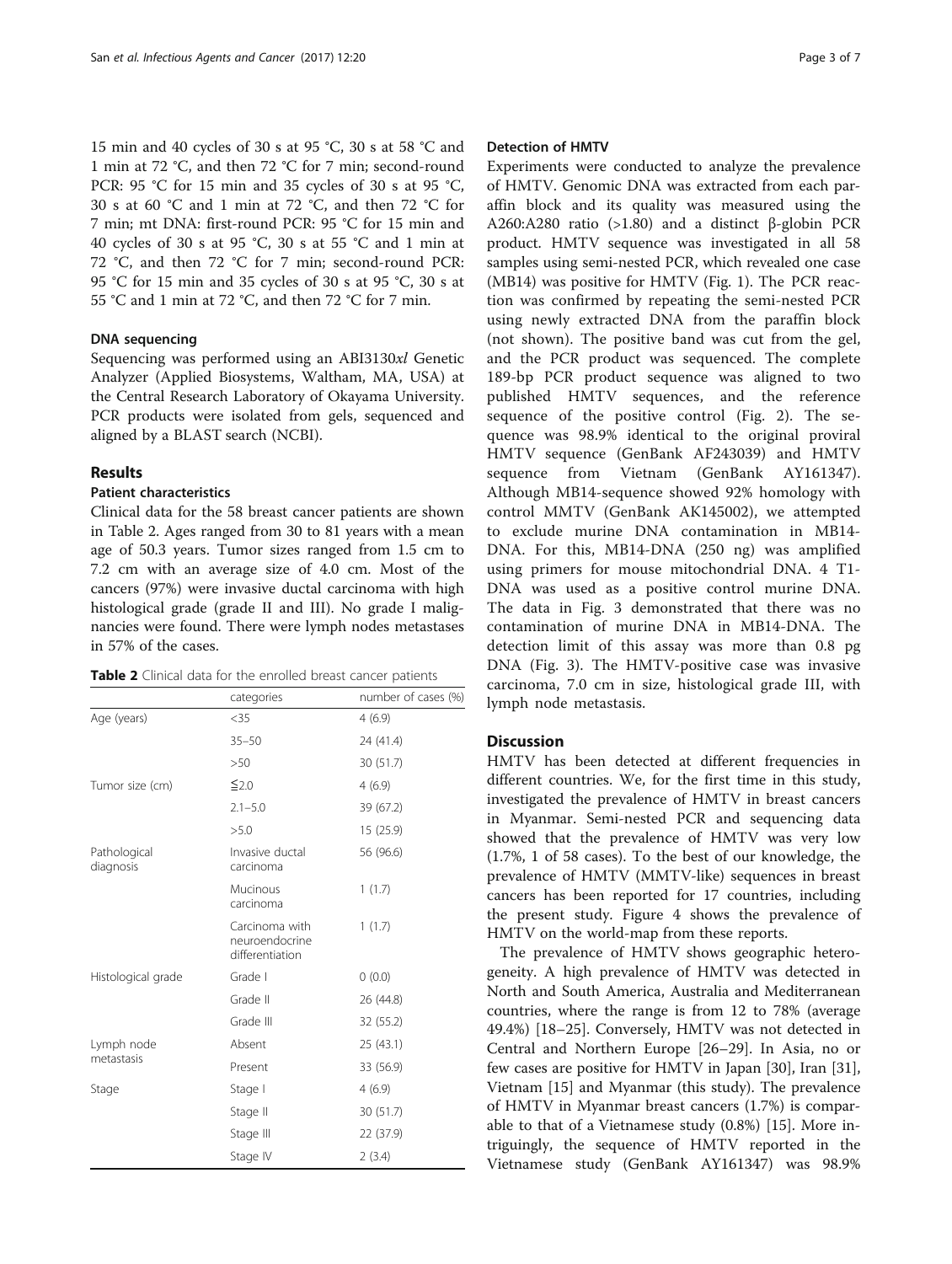15 min and 40 cycles of 30 s at 95 °C, 30 s at 58 °C and 1 min at 72 °C, and then 72 °C for 7 min; second-round PCR: 95 °C for 15 min and 35 cycles of 30 s at 95 °C, 30 s at 60 °C and 1 min at 72 °C, and then 72 °C for 7 min; mt DNA: first-round PCR: 95 °C for 15 min and 40 cycles of 30 s at 95 °C, 30 s at 55 °C and 1 min at 72 °C, and then 72 °C for 7 min; second-round PCR: 95 °C for 15 min and 35 cycles of 30 s at 95 °C, 30 s at 55 °C and 1 min at 72 °C, and then 72 °C for 7 min.

### DNA sequencing

Sequencing was performed using an ABI3130*xl* Genetic Analyzer (Applied Biosystems, Waltham, MA, USA) at the Central Research Laboratory of Okayama University. PCR products were isolated from gels, sequenced and aligned by a BLAST search (NCBI).

## Results

### Patient characteristics

Clinical data for the 58 breast cancer patients are shown in Table 2. Ages ranged from 30 to 81 years with a mean age of 50.3 years. Tumor sizes ranged from 1.5 cm to 7.2 cm with an average size of 4.0 cm. Most of the cancers (97%) were invasive ductal carcinoma with high histological grade (grade II and III). No grade I malignancies were found. There were lymph nodes metastases in 57% of the cases.

**Table 2** Clinical data for the enrolled breast cancer patients

| | categories | number of cases (%) |
|---|---|---|
| Age (years) | <35 | 4 (6.9) |
| | 35–50 | 24 (41.4) |
| | >50 | 30 (51.7) |
| Tumor size (cm) | ≦2.0 | 4 (6.9) |
| | 2.1–5.0 | 39 (67.2) |
| | >5.0 | 15 (25.9) |
| Pathological diagnosis | Invasive ductal carcinoma | 56 (96.6) |
| | Mucinous carcinoma | 1 (1.7) |
| | Carcinoma with neuroendocrine differentiation | 1 (1.7) |
| Histological grade | Grade I | 0 (0.0) |
| | Grade II | 26 (44.8) |
| | Grade III | 32 (55.2) |
| Lymph node metastasis | Absent | 25 (43.1) |
| | Present | 33 (56.9) |
| Stage | Stage I | 4 (6.9) |
| | Stage II | 30 (51.7) |
| | Stage III | 22 (37.9) |
| | Stage IV | 2 (3.4) |

### Detection of HMTV

Experiments were conducted to analyze the prevalence of HMTV. Genomic DNA was extracted from each paraffin block and its quality was measured using the A260:A280 ratio (>1.80) and a distinct β-globin PCR product. HMTV sequence was investigated in all 58 samples using semi-nested PCR, which revealed one case (MB14) was positive for HMTV (Fig. 1). The PCR reaction was confirmed by repeating the semi-nested PCR using newly extracted DNA from the paraffin block (not shown). The positive band was cut from the gel, and the PCR product was sequenced. The complete 189-bp PCR product sequence was aligned to two published HMTV sequences, and the reference sequence of the positive control (Fig. 2). The sequence was 98.9% identical to the original proviral HMTV sequence (GenBank AF243039) and HMTV sequence from Vietnam (GenBank AY161347). Although MB14-sequence showed 92% homology with control MMTV (GenBank AK145002), we attempted to exclude murine DNA contamination in MB14-DNA. For this, MB14-DNA (250 ng) was amplified using primers for mouse mitochondrial DNA. 4 T1-DNA was used as a positive control murine DNA. The data in Fig. 3 demonstrated that there was no contamination of murine DNA in MB14-DNA. The detection limit of this assay was more than 0.8 pg DNA (Fig. 3). The HMTV-positive case was invasive carcinoma, 7.0 cm in size, histological grade III, with lymph node metastasis.

## Discussion

HMTV has been detected at different frequencies in different countries. We, for the first time in this study, investigated the prevalence of HMTV in breast cancers in Myanmar. Semi-nested PCR and sequencing data showed that the prevalence of HMTV was very low (1.7%, 1 of 58 cases). To the best of our knowledge, the prevalence of HMTV (MMTV-like) sequences in breast cancers has been reported for 17 countries, including the present study. Figure 4 shows the prevalence of HMTV on the world-map from these reports.

The prevalence of HMTV shows geographic heterogeneity. A high prevalence of HMTV was detected in North and South America, Australia and Mediterranean countries, where the range is from 12 to 78% (average 49.4%) [18–25]. Conversely, HMTV was not detected in Central and Northern Europe [26–29]. In Asia, no or few cases are positive for HMTV in Japan [30], Iran [31], Vietnam [15] and Myanmar (this study). The prevalence of HMTV in Myanmar breast cancers (1.7%) is comparable to that of a Vietnamese study (0.8%) [15]. More intriguingly, the sequence of HMTV reported in the Vietnamese study (GenBank AY161347) was 98.9%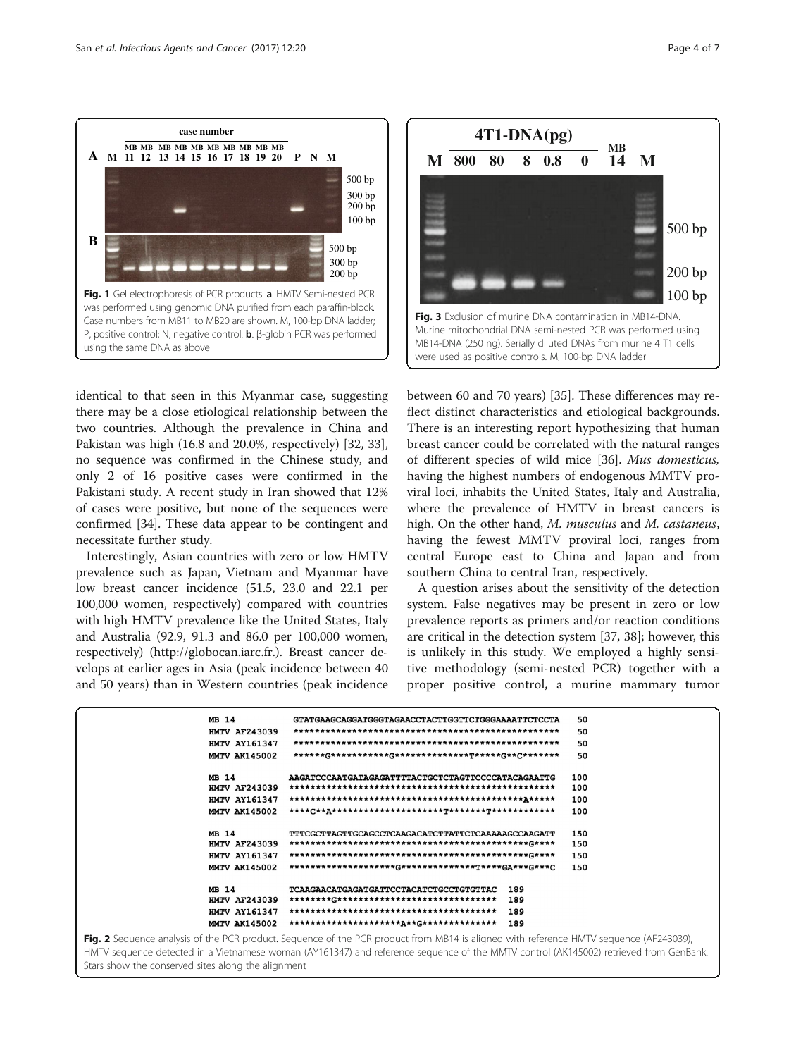**Fig. 1** Gel electrophoresis of PCR products. **a**. HMTV Semi-nested PCR was performed using genomic DNA purified from each paraffin-block. Case numbers from MB11 to MB20 are shown. M, 100-bp DNA ladder; P, positive control; N, negative control. **b**. β-globin PCR was performed using the same DNA as above

**Fig. 3** Exclusion of murine DNA contamination in MB14-DNA. Murine mitochondrial DNA semi-nested PCR was performed using MB14-DNA (250 ng). Serially diluted DNAs from murine 4 T1 cells were used as positive controls. M, 100-bp DNA ladder

identical to that seen in this Myanmar case, suggesting there may be a close etiological relationship between the two countries. Although the prevalence in China and Pakistan was high (16.8 and 20.0%, respectively) [32, 33], no sequence was confirmed in the Chinese study, and only 2 of 16 positive cases were confirmed in the Pakistani study. A recent study in Iran showed that 12% of cases were positive, but none of the sequences were confirmed [34]. These data appear to be contingent and necessitate further study.

Interestingly, Asian countries with zero or low HMTV prevalence such as Japan, Vietnam and Myanmar have low breast cancer incidence (51.5, 23.0 and 22.1 per 100,000 women, respectively) compared with countries with high HMTV prevalence like the United States, Italy and Australia (92.9, 91.3 and 86.0 per 100,000 women, respectively) (http://globocan.iarc.fr.). Breast cancer develops at earlier ages in Asia (peak incidence between 40 and 50 years) than in Western countries (peak incidence between 60 and 70 years) [35]. These differences may reflect distinct characteristics and etiological backgrounds. There is an interesting report hypothesizing that human breast cancer could be correlated with the natural ranges of different species of wild mice [36]. *Mus domesticus,* having the highest numbers of endogenous MMTV proviral loci, inhabits the United States, Italy and Australia, where the prevalence of HMTV in breast cancers is high. On the other hand, *M. musculus* and *M. castaneus*, having the fewest MMTV proviral loci, ranges from central Europe east to China and Japan and from southern China to central Iran, respectively.

A question arises about the sensitivity of the detection system. False negatives may be present in zero or low prevalence reports as primers and/or reaction conditions are critical in the detection system [37, 38]; however, this is unlikely in this study. We employed a highly sensitive methodology (semi-nested PCR) together with a proper positive control, a murine mammary tumor

```
MB 14          GTATGAAGCAGGATGGGTAGAACCTACTTGGTTCTGGGAAAATTCTCCTA   50
HMTV AF243039  **************************************************   50
HMTV AY161347  **************************************************   50
MMTV AK145002  ******G***********G***************T*****G**C*******   50

MB 14          AAGATCCCAATGATAGAGATTTTACTGCTCTAGTTCCCCATACAGAATTG  100
HMTV AF243039  **************************************************  100
HMTV AY161347  ********************************************A*****  100
MMTV AK145002  ****C**A*********************T********T***********  100

MB 14          TTTCGCTTAGTTGCAGCCTCAAGACATCTTATTCTCAAAAAGCCAAGATT  150
HMTV AF243039  *********************************************G****  150
HMTV AY161347  *********************************************G****  150
MMTV AK145002  ********************G***************T*****GA***G***C  150

MB 14          TCAAGAACATGAGATGATTCCTACATCTGCCTGTGTTAC  189
HMTV AF243039  ********G******************************  189
HMTV AY161347  ***************************************  189
MMTV AK145002  *********************A**G**************  189
```

**Fig. 2** Sequence analysis of the PCR product. Sequence of the PCR product from MB14 is aligned with reference HMTV sequence (AF243039), HMTV sequence detected in a Vietnamese woman (AY161347) and reference sequence of the MMTV control (AK145002) retrieved from GenBank. Stars show the conserved sites along the alignment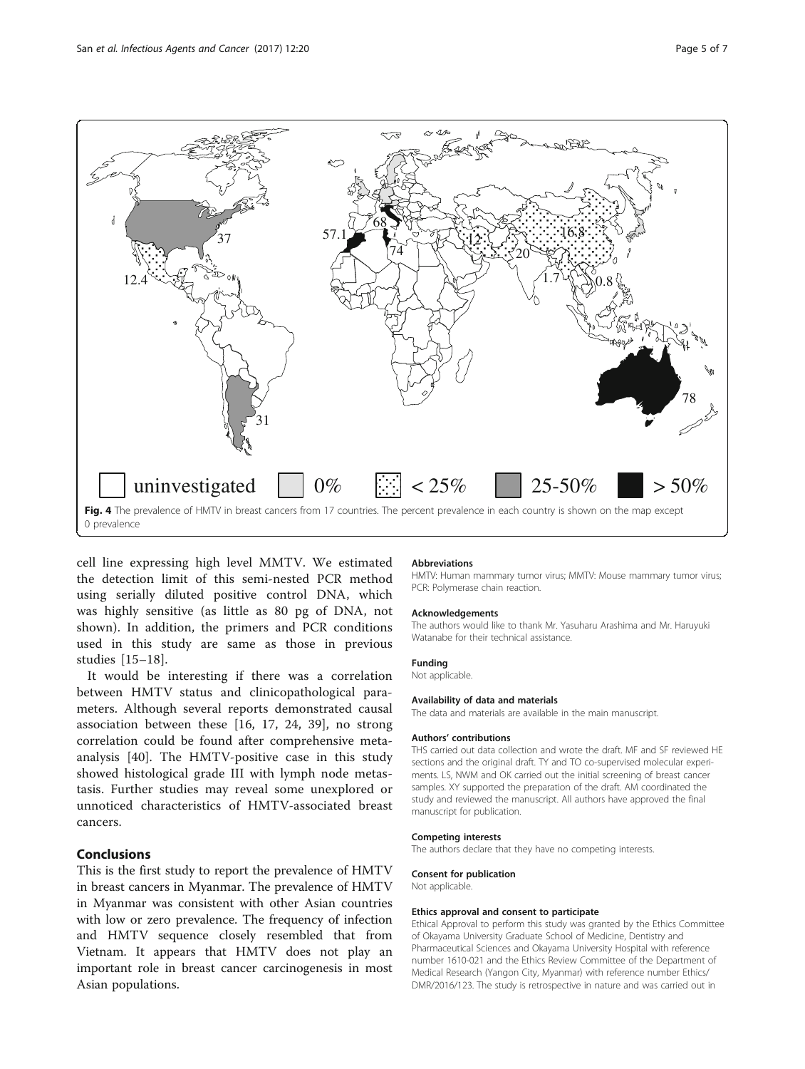uninvestigated
0%
< 25%
25-50%
> 50%

37
12.4
31
57.1
68
74
12
20
16.8
1.7
0.8
78

**Fig. 4** The prevalence of HMTV in breast cancers from 17 countries. The percent prevalence in each country is shown on the map except 0 prevalence

cell line expressing high level MMTV. We estimated the detection limit of this semi-nested PCR method using serially diluted positive control DNA, which was highly sensitive (as little as 80 pg of DNA, not shown). In addition, the primers and PCR conditions used in this study are same as those in previous studies [15–18].

It would be interesting if there was a correlation between HMTV status and clinicopathological parameters. Although several reports demonstrated causal association between these [16, 17, 24, 39], no strong correlation could be found after comprehensive meta-analysis [40]. The HMTV-positive case in this study showed histological grade III with lymph node metastasis. Further studies may reveal some unexplored or unnoticed characteristics of HMTV-associated breast cancers.

## Conclusions

This is the first study to report the prevalence of HMTV in breast cancers in Myanmar. The prevalence of HMTV in Myanmar was consistent with other Asian countries with low or zero prevalence. The frequency of infection and HMTV sequence closely resembled that from Vietnam. It appears that HMTV does not play an important role in breast cancer carcinogenesis in most Asian populations.

#### Abbreviations

HMTV: Human mammary tumor virus; MMTV: Mouse mammary tumor virus; PCR: Polymerase chain reaction.

#### Acknowledgements

The authors would like to thank Mr. Yasuharu Arashima and Mr. Haruyuki Watanabe for their technical assistance.

#### Funding

Not applicable.

#### Availability of data and materials

The data and materials are available in the main manuscript.

#### Authors' contributions

THS carried out data collection and wrote the draft. MF and SF reviewed HE sections and the original draft. TY and TO co-supervised molecular experiments. LS, NWM and OK carried out the initial screening of breast cancer samples. XY supported the preparation of the draft. AM coordinated the study and reviewed the manuscript. All authors have approved the final manuscript for publication.

#### Competing interests

The authors declare that they have no competing interests.

#### Consent for publication

Not applicable.

#### Ethics approval and consent to participate

Ethical Approval to perform this study was granted by the Ethics Committee of Okayama University Graduate School of Medicine, Dentistry and Pharmaceutical Sciences and Okayama University Hospital with reference number 1610-021 and the Ethics Review Committee of the Department of Medical Research (Yangon City, Myanmar) with reference number Ethics/DMR/2016/123. The study is retrospective in nature and was carried out in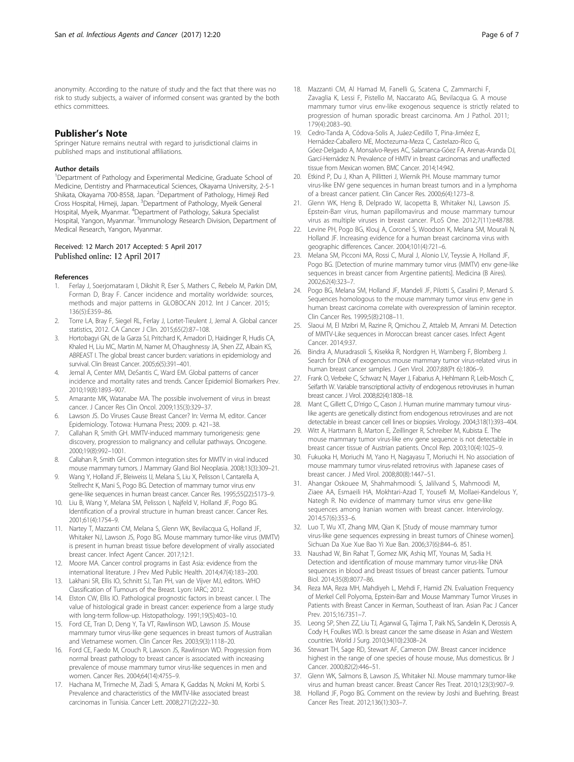anonymity. According to the nature of study and the fact that there was no risk to study subjects, a waiver of informed consent was granted by the both ethics committees.

## Publisher's Note

Springer Nature remains neutral with regard to jurisdictional claims in published maps and institutional affiliations.

#### Author details

[1]Department of Pathology and Experimental Medicine, Graduate School of Medicine, Dentistry and Pharmaceutical Sciences, Okayama University, 2-5-1 Shikata, Okayama 700-8558, Japan. [2]Department of Pathology, Himeji Red Cross Hospital, Himeji, Japan. [3]Department of Pathology, Myeik General Hospital, Myeik, Myanmar. [4]Department of Pathology, Sakura Specialist Hospital, Yangon, Myanmar. [5]Immunology Research Division, Department of Medical Research, Yangon, Myanmar.

Received: 12 March 2017 Accepted: 5 April 2017
Published online: 12 April 2017

#### References

1. Ferlay J, Soerjomataram I, Dikshit R, Eser S, Mathers C, Rebelo M, Parkin DM, Forman D, Bray F. Cancer incidence and mortality worldwide: sources, methods and major patterns in GLOBOCAN 2012. Int J Cancer. 2015; 136(5):E359–86.
2. Torre LA, Bray F, Siegel RL, Ferlay J, Lortet-Tieulent J, Jemal A. Global cancer statistics, 2012. CA Cancer J Clin. 2015;65(2):87–108.
3. Hortobagyi GN, de la Garza SJ, Pritchard K, Amadori D, Haidinger R, Hudis CA, Khaled H, Liu MC, Martin M, Namer M, O'haughnessy JA, Shen ZZ, Albain KS, ABREAST I. The global breast cancer burden: variations in epidemiology and survival. Clin Breast Cancer. 2005;6(5):391–401.
4. Jemal A, Center MM, DeSantis C, Ward EM. Global patterns of cancer incidence and mortality rates and trends. Cancer Epidemiol Biomarkers Prev. 2010;19(8):1893–907.
5. Amarante MK, Watanabe MA. The possible involvement of virus in breast cancer. J Cancer Res Clin Oncol. 2009;135(3):329–37.
6. Lawson JS. Do Viruses Cause Breast Cancer? In: Verma M, editor. Cancer Epidemiology. Totowa: Humana Press; 2009. p. 421–38.
7. Callahan R, Smith GH. MMTV-induced mammary tumorigenesis: gene discovery, progression to malignancy and cellular pathways. Oncogene. 2000;19(8):992–1001.
8. Callahan R, Smith GH. Common integration sites for MMTV in viral induced mouse mammary tumors. J Mammary Gland Biol Neoplasia. 2008;13(3):309–21.
9. Wang Y, Holland JF, Bleiweiss IJ, Melana S, Liu X, Pelisson I, Cantarella A, Stellrecht K, Mani S, Pogo BG. Detection of mammary tumor virus env gene-like sequences in human breast cancer. Cancer Res. 1995;55(22):5173–9.
10. Liu B, Wang Y, Melana SM, Pelisson I, Najfeld V, Holland JF, Pogo BG. Identification of a proviral structure in human breast cancer. Cancer Res. 2001;61(4):1754–9.
11. Nartey T, Mazzanti CM, Melana S, Glenn WK, Bevilacqua G, Holland JF, Whitaker NJ, Lawson JS, Pogo BG. Mouse mammary tumor-like virus (MMTV) is present in human breast tissue before development of virally associated breast cancer. Infect Agent Cancer. 2017;12:1.
12. Moore MA. Cancer control programs in East Asia: evidence from the international literature. J Prev Med Public Health. 2014;47(4):183–200.
13. Lakhani SR, Ellis IO, Schnitt SJ, Tan PH, van de Vijver MJ, editors. WHO Classification of Tumours of the Breast. Lyon: IARC; 2012.
14. Elston CW, Ellis IO. Pathological prognostic factors in breast cancer. I. The value of histological grade in breast cancer: experience from a large study with long-term follow-up. Histopathology. 1991;19(5):403–10.
15. Ford CE, Tran D, Deng Y, Ta VT, Rawlinson WD, Lawson JS. Mouse mammary tumor virus-like gene sequences in breast tumors of Australian and Vietnamese women. Clin Cancer Res. 2003;9(3):1118–20.
16. Ford CE, Faedo M, Crouch R, Lawson JS, Rawlinson WD. Progression from normal breast pathology to breast cancer is associated with increasing prevalence of mouse mammary tumor virus-like sequences in men and women. Cancer Res. 2004;64(14):4755–9.
17. Hachana M, Trimeche M, Ziadi S, Amara K, Gaddas N, Mokni M, Korbi S. Prevalence and characteristics of the MMTV-like associated breast carcinomas in Tunisia. Cancer Lett. 2008;271(2):222–30.
18. Mazzanti CM, Al Hamad M, Fanelli G, Scatena C, Zammarchi F, Zavaglia K, Lessi F, Pistello M, Naccarato AG, Bevilacqua G. A mouse mammary tumor virus env-like exogenous sequence is strictly related to progression of human sporadic breast carcinoma. Am J Pathol. 2011; 179(4):2083–90.
19. Cedro-Tanda A, Códova-Solis A, Juáez-Cedillo T, Pina-Jiméez E, Hernádez-Caballero ME, Moctezuma-Meza C, Castelazo-Rico G, Góez-Delgado A, Monsalvo-Reyes AC, Salamanca-Góez FA, Arenas-Aranda DJ, Garcí-Hernádez N. Prevalence of HMTV in breast carcinomas and unaffected tissue from Mexican women. BMC Cancer. 2014;14:942.
20. Etkind P, Du J, Khan A, Pillitteri J, Wiernik PH. Mouse mammary tumor virus-like ENV gene sequences in human breast tumors and in a lymphoma of a breast cancer patient. Clin Cancer Res. 2000;6(4):1273–8.
21. Glenn WK, Heng B, Delprado W, Iacopetta B, Whitaker NJ, Lawson JS. Epstein-Barr virus, human papillomavirus and mouse mammary tumour virus as multiple viruses in breast cancer. PLoS One. 2012;7(11):e48788.
22. Levine PH, Pogo BG, Klouj A, Coronel S, Woodson K, Melana SM, Mourali N, Holland JF. Increasing evidence for a human breast carcinoma virus with geographic differences. Cancer. 2004;101(4):721–6.
23. Melana SM, Picconi MA, Rossi C, Mural J, Alonio LV, Teyssie A, Holland JF, Pogo BG. [Detection of murine mammary tumor virus (MMTV) env gene-like sequences in breast cancer from Argentine patients]. Medicina (B Aires). 2002;62(4):323–7.
24. Pogo BG, Melana SM, Holland JF, Mandeli JF, Pilotti S, Casalini P, Menard S. Sequences homologous to the mouse mammary tumor virus env gene in human breast carcinoma correlate with overexpression of laminin receptor. Clin Cancer Res. 1999;5(8):2108–11.
25. Slaoui M, El Mzibri M, Razine R, Qmichou Z, Attaleb M, Amrani M. Detection of MMTV-Like sequences in Moroccan breast cancer cases. Infect Agent Cancer. 2014;9:37.
26. Bindra A, Muradrasoli S, Kisekka R, Nordgren H, Warnberg F, Blomberg J. Search for DNA of exogenous mouse mammary tumor virus-related virus in human breast cancer samples. J Gen Virol. 2007;88(Pt 6):1806–9.
27. Frank O, Verbeke C, Schwarz N, Mayer J, Fabarius A, Hehlmann R, Leib-Mosch C, Seifarth W. Variable transcriptional activity of endogenous retroviruses in human breast cancer. J Virol. 2008;82(4):1808–18.
28. Mant C, Gillett C, D'rrigo C, Cason J. Human murine mammary tumour virus-like agents are genetically distinct from endogenous retroviruses and are not detectable in breast cancer cell lines or biopsies. Virology. 2004;318(1):393–404.
29. Witt A, Hartmann B, Marton E, Zeillinger R, Schreiber M, Kubista E. The mouse mammary tumor virus-like env gene sequence is not detectable in breast cancer tissue of Austrian patients. Oncol Rep. 2003;10(4):1025–9.
30. Fukuoka H, Moriuchi M, Yano H, Nagayasu T, Moriuchi H. No association of mouse mammary tumor virus-related retrovirus with Japanese cases of breast cancer. J Med Virol. 2008;80(8):1447–51.
31. Ahangar Oskouee M, Shahmahmoodi S, Jalilvand S, Mahmoodi M, Ziaee AA, Esmaeili HA, Mokhtari-Azad T, Yousefi M, Mollaei-Kandelous Y, Nategh R. No evidence of mammary tumor virus env gene-like sequences among Iranian women with breast cancer. Intervirology. 2014;57(6):353–6.
32. Luo T, Wu XT, Zhang MM, Qian K. [Study of mouse mammary tumor virus-like gene sequences expressing in breast tumors of Chinese women]. Sichuan Da Xue Xue Bao Yi Xue Ban. 2006;37(6):844–6. 851.
33. Naushad W, Bin Rahat T, Gomez MK, Ashiq MT, Younas M, Sadia H. Detection and identification of mouse mammary tumor virus-like DNA sequences in blood and breast tissues of breast cancer patients. Tumour Biol. 2014;35(8):8077–86.
34. Reza MA, Reza MH, Mahdiyeh L, Mehdi F, Hamid ZN. Evaluation Frequency of Merkel Cell Polyoma, Epstein-Barr and Mouse Mammary Tumor Viruses in Patients with Breast Cancer in Kerman, Southeast of Iran. Asian Pac J Cancer Prev. 2015;16:7351–7.
35. Leong SP, Shen ZZ, Liu TJ, Agarwal G, Tajima T, Paik NS, Sandelin K, Derossis A, Cody H, Foulkes WD. Is breast cancer the same disease in Asian and Western countries. World J Surg. 2010;34(10):2308–24.
36. Stewart TH, Sage RD, Stewart AF, Cameron DW. Breast cancer incidence highest in the range of one species of house mouse, Mus domesticus. Br J Cancer. 2000;82(2):446–51.
37. Glenn WK, Salmons B, Lawson JS, Whitaker NJ. Mouse mammary tumor-like virus and human breast cancer. Breast Cancer Res Treat. 2010;123(3):907–9.
38. Holland JF, Pogo BG. Comment on the review by Joshi and Buehring. Breast Cancer Res Treat. 2012;136(1):303–7.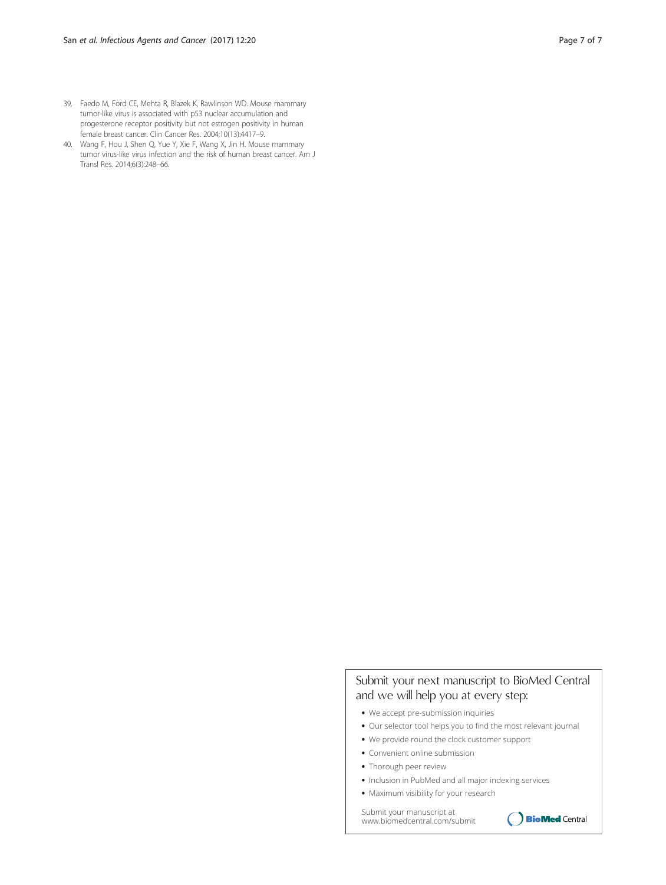39. Faedo M, Ford CE, Mehta R, Blazek K, Rawlinson WD. Mouse mammary tumor-like virus is associated with p53 nuclear accumulation and progesterone receptor positivity but not estrogen positivity in human female breast cancer. Clin Cancer Res. 2004;10(13):4417–9.
40. Wang F, Hou J, Shen Q, Yue Y, Xie F, Wang X, Jin H. Mouse mammary tumor virus-like virus infection and the risk of human breast cancer. Am J Transl Res. 2014;6(3):248–66.

Submit your next manuscript to BioMed Central and we will help you at every step:

- We accept pre-submission inquiries
- Our selector tool helps you to find the most relevant journal
- We provide round the clock customer support
- Convenient online submission
- Thorough peer review
- Inclusion in PubMed and all major indexing services
- Maximum visibility for your research

Submit your manuscript at
www.biomedcentral.com/submit

BioMed Central